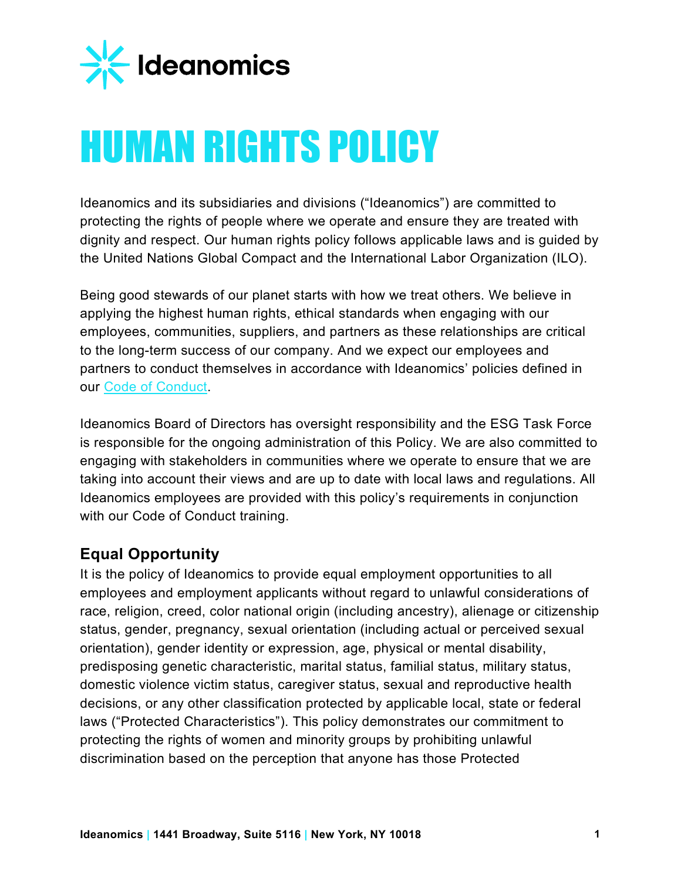Ideanomics

# HUMAN RIGHTS POLICY

Ideanomics and its subsidiaries and divisions ("Ideanomics") are committed to protecting the rights of people where we operate and ensure they are treated with dignity and respect. Our human rights policy follows applicable laws and is guided by the United Nations Global Compact and the International Labor Organization (ILO).

Being good stewards of our planet starts with how we treat others. We believe in applying the highest human rights, ethical standards when engaging with our employees, communities, suppliers, and partners as these relationships are critical to the long-term success of our company. And we expect our employees and partners to conduct themselves in accordance with Ideanomics' policies defined in our Code of Conduct.

Ideanomics Board of Directors has oversight responsibility and the ESG Task Force is responsible for the ongoing administration of this Policy. We are also committed to engaging with stakeholders in communities where we operate to ensure that we are taking into account their views and are up to date with local laws and regulations. All Ideanomics employees are provided with this policy's requirements in conjunction with our Code of Conduct training.

## Equal Opportunity

It is the policy of Ideanomics to provide equal employment opportunities to all employees and employment applicants without regard to unlawful considerations of race, religion, creed, color national origin (including ancestry), alienage or citizenship status, gender, pregnancy, sexual orientation (including actual or perceived sexual orientation), gender identity or expression, age, physical or mental disability, predisposing genetic characteristic, marital status, familial status, military status, domestic violence victim status, caregiver status, sexual and reproductive health decisions, or any other classification protected by applicable local, state or federal laws ("Protected Characteristics"). This policy demonstrates our commitment to protecting the rights of women and minority groups by prohibiting unlawful discrimination based on the perception that anyone has those Protected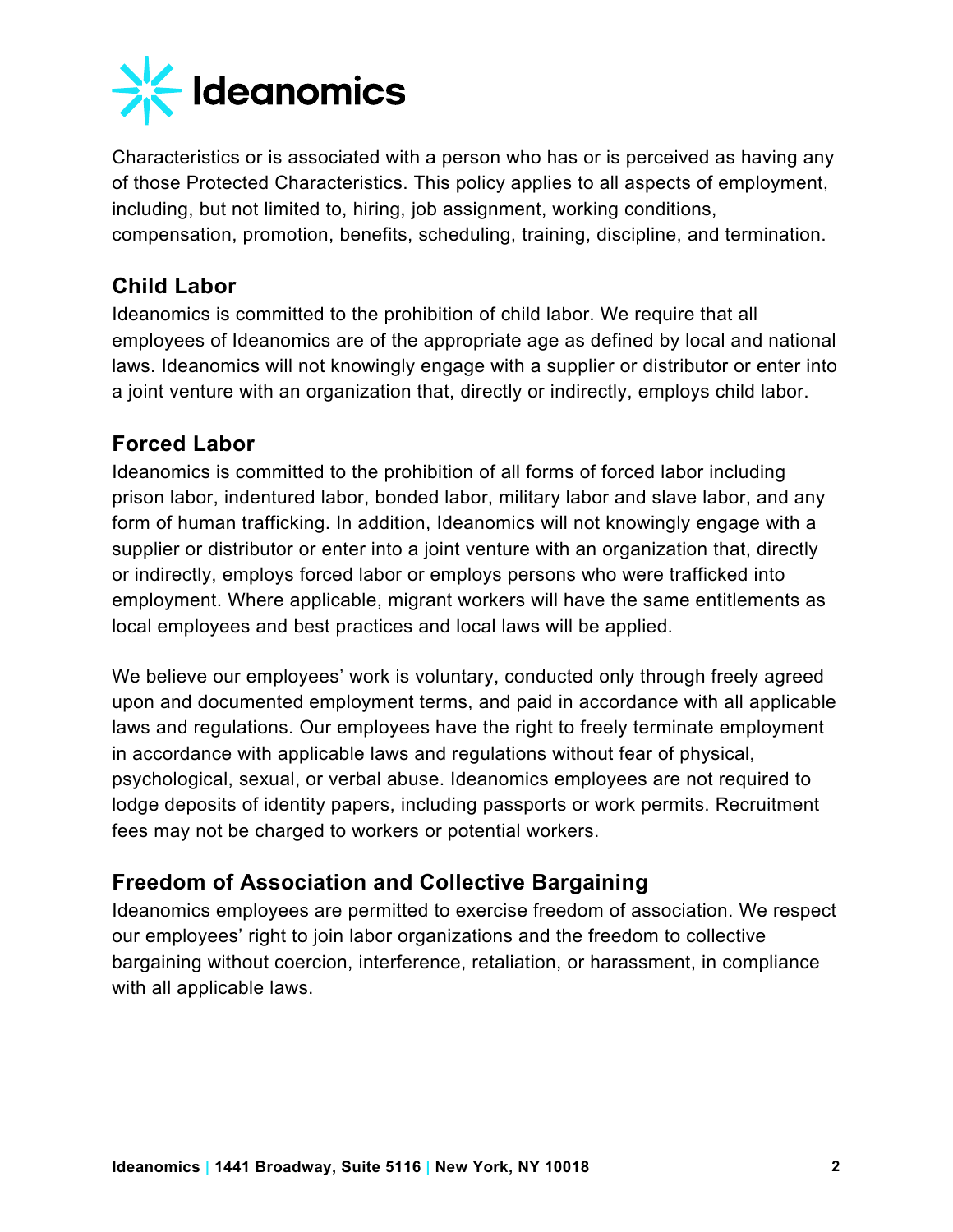Characteristics or is associated with a person who has or is perceived as having any of those Protected Characteristics. This policy applies to all aspects of employment, including, but not limited to, hiring, job assignment, working conditions, compensation, promotion, benefits, scheduling, training, discipline, and termination.

## Child Labor

Ideanomics is committed to the prohibition of child labor. We require that all employees of Ideanomics are of the appropriate age as defined by local and national laws. Ideanomics will not knowingly engage with a supplier or distributor or enter into a joint venture with an organization that, directly or indirectly, employs child labor.

## Forced Labor

Ideanomics is committed to the prohibition of all forms of forced labor including prison labor, indentured labor, bonded labor, military labor and slave labor, and any form of human trafficking. In addition, Ideanomics will not knowingly engage with a supplier or distributor or enter into a joint venture with an organization that, directly or indirectly, employs forced labor or employs persons who were trafficked into employment. Where applicable, migrant workers will have the same entitlements as local employees and best practices and local laws will be applied.

We believe our employees' work is voluntary, conducted only through freely agreed upon and documented employment terms, and paid in accordance with all applicable laws and regulations. Our employees have the right to freely terminate employment in accordance with applicable laws and regulations without fear of physical, psychological, sexual, or verbal abuse. Ideanomics employees are not required to lodge deposits of identity papers, including passports or work permits. Recruitment fees may not be charged to workers or potential workers.

## Freedom of Association and Collective Bargaining

Ideanomics employees are permitted to exercise freedom of association. We respect our employees' right to join labor organizations and the freedom to collective bargaining without coercion, interference, retaliation, or harassment, in compliance with all applicable laws.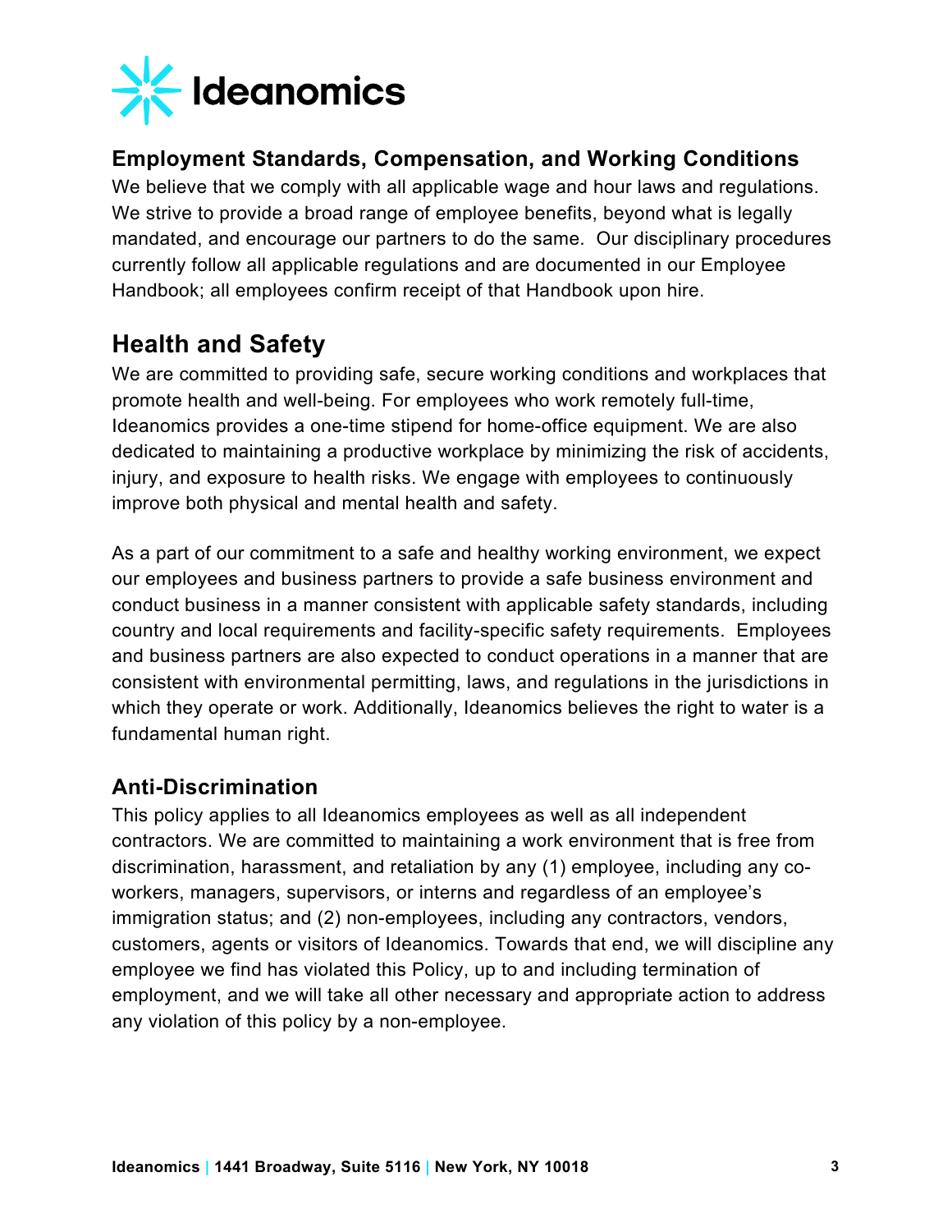### Employment Standards, Compensation, and Working Conditions

We believe that we comply with all applicable wage and hour laws and regulations. We strive to provide a broad range of employee benefits, beyond what is legally mandated, and encourage our partners to do the same. Our disciplinary procedures currently follow all applicable regulations and are documented in our Employee Handbook; all employees confirm receipt of that Handbook upon hire.

## Health and Safety

We are committed to providing safe, secure working conditions and workplaces that promote health and well-being. For employees who work remotely full-time, Ideanomics provides a one-time stipend for home-office equipment. We are also dedicated to maintaining a productive workplace by minimizing the risk of accidents, injury, and exposure to health risks. We engage with employees to continuously improve both physical and mental health and safety.

As a part of our commitment to a safe and healthy working environment, we expect our employees and business partners to provide a safe business environment and conduct business in a manner consistent with applicable safety standards, including country and local requirements and facility-specific safety requirements. Employees and business partners are also expected to conduct operations in a manner that are consistent with environmental permitting, laws, and regulations in the jurisdictions in which they operate or work. Additionally, Ideanomics believes the right to water is a fundamental human right.

### Anti-Discrimination

This policy applies to all Ideanomics employees as well as all independent contractors. We are committed to maintaining a work environment that is free from discrimination, harassment, and retaliation by any (1) employee, including any co-workers, managers, supervisors, or interns and regardless of an employee's immigration status; and (2) non-employees, including any contractors, vendors, customers, agents or visitors of Ideanomics. Towards that end, we will discipline any employee we find has violated this Policy, up to and including termination of employment, and we will take all other necessary and appropriate action to address any violation of this policy by a non-employee.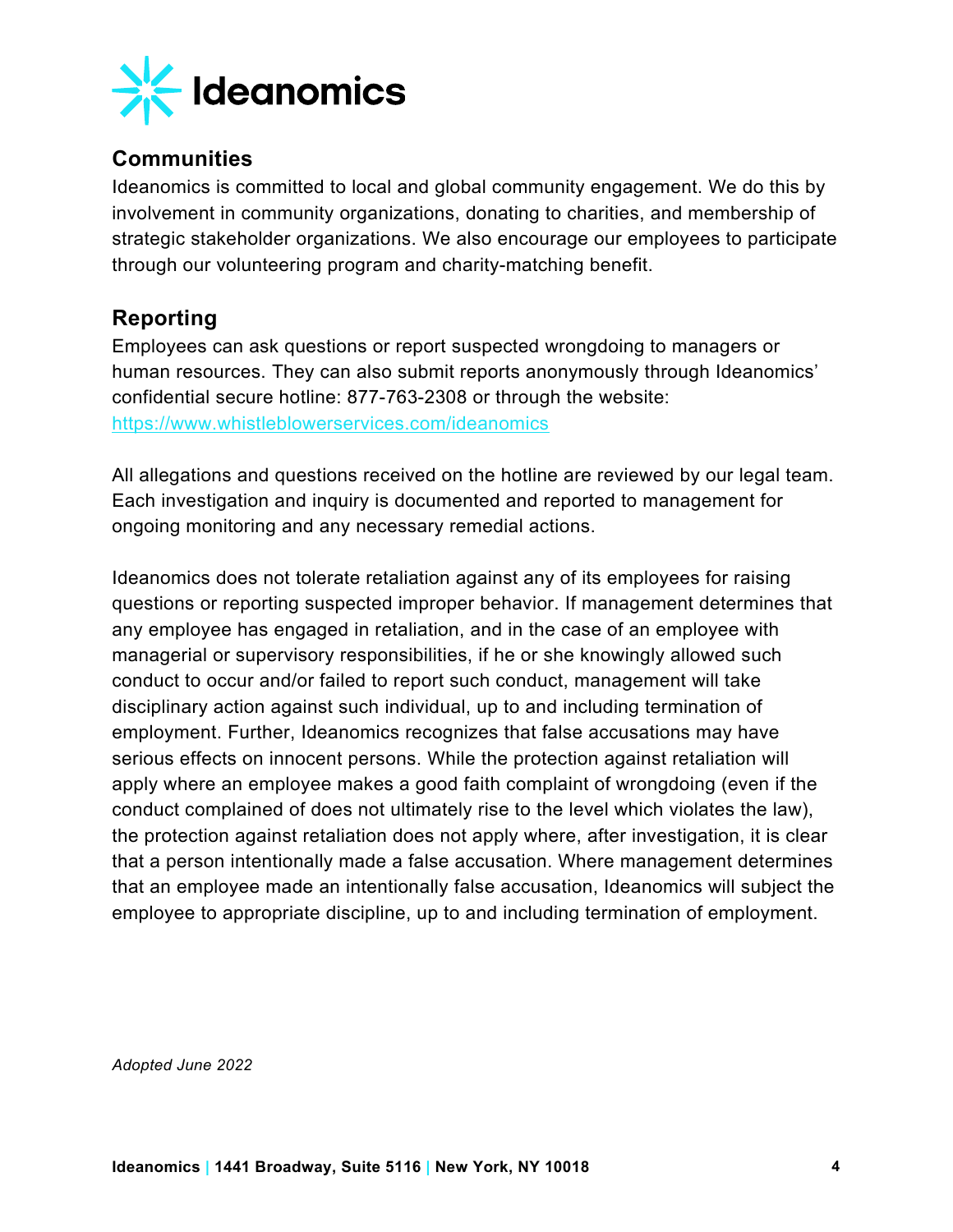## Communities

Ideanomics is committed to local and global community engagement. We do this by involvement in community organizations, donating to charities, and membership of strategic stakeholder organizations. We also encourage our employees to participate through our volunteering program and charity-matching benefit.

## Reporting

Employees can ask questions or report suspected wrongdoing to managers or human resources. They can also submit reports anonymously through Ideanomics' confidential secure hotline: 877-763-2308 or through the website: https://www.whistleblowerservices.com/ideanomics

All allegations and questions received on the hotline are reviewed by our legal team. Each investigation and inquiry is documented and reported to management for ongoing monitoring and any necessary remedial actions.

Ideanomics does not tolerate retaliation against any of its employees for raising questions or reporting suspected improper behavior. If management determines that any employee has engaged in retaliation, and in the case of an employee with managerial or supervisory responsibilities, if he or she knowingly allowed such conduct to occur and/or failed to report such conduct, management will take disciplinary action against such individual, up to and including termination of employment. Further, Ideanomics recognizes that false accusations may have serious effects on innocent persons. While the protection against retaliation will apply where an employee makes a good faith complaint of wrongdoing (even if the conduct complained of does not ultimately rise to the level which violates the law), the protection against retaliation does not apply where, after investigation, it is clear that a person intentionally made a false accusation. Where management determines that an employee made an intentionally false accusation, Ideanomics will subject the employee to appropriate discipline, up to and including termination of employment.

*Adopted June 2022*